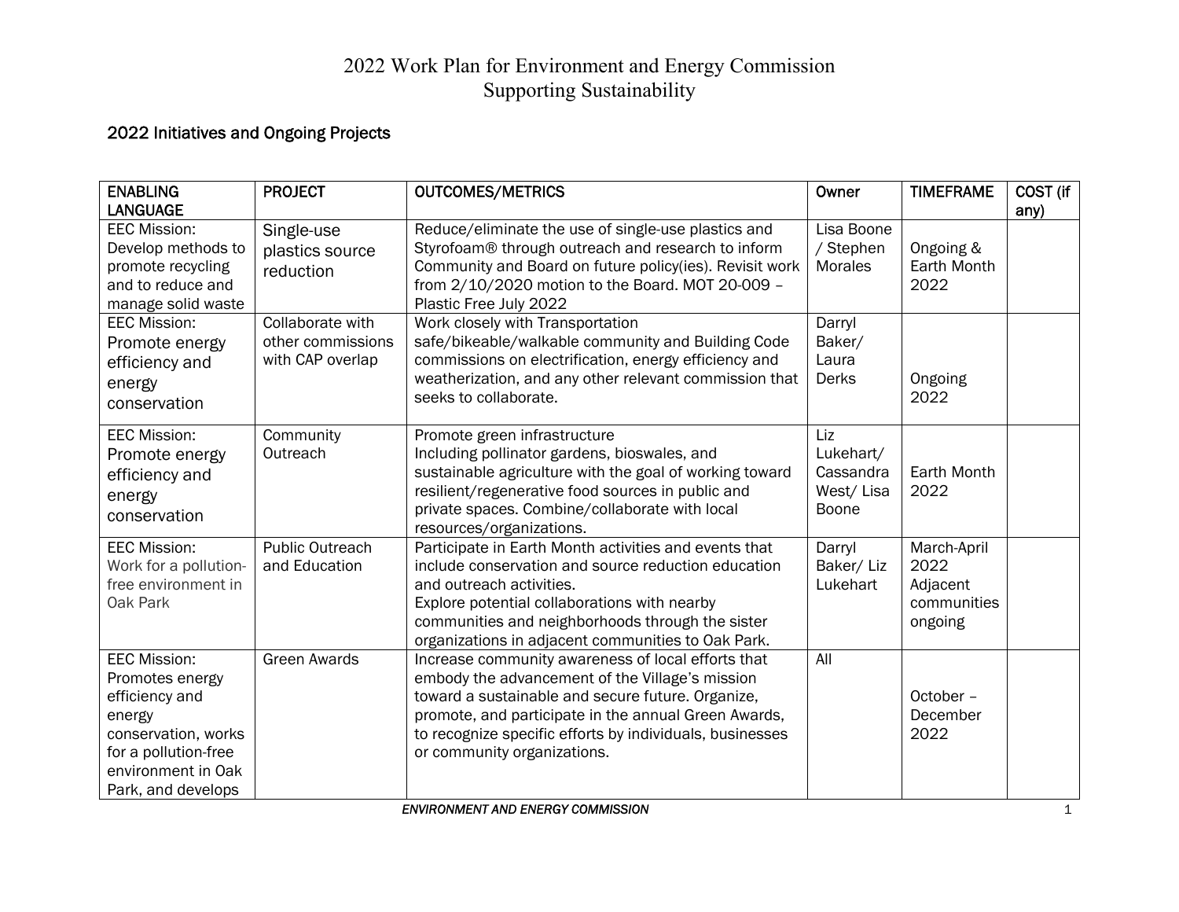# 2022 Work Plan for Environment and Energy Commission
## Supporting Sustainability

### 2022 Initiatives and Ongoing Projects

| ENABLING LANGUAGE | PROJECT | OUTCOMES/METRICS | Owner | TIMEFRAME | COST (if any) |
|---|---|---|---|---|---|
| EEC Mission: Develop methods to promote recycling and to reduce and manage solid waste | Single-use plastics source reduction | Reduce/eliminate the use of single-use plastics and Styrofoam® through outreach and research to inform Community and Board on future policy(ies). Revisit work from 2/10/2020 motion to the Board. MOT 20-009 – Plastic Free July 2022 | Lisa Boone / Stephen Morales | Ongoing & Earth Month 2022 | |
| EEC Mission: Promote energy efficiency and energy conservation | Collaborate with other commissions with CAP overlap | Work closely with Transportation safe/bikeable/walkable community and Building Code commissions on electrification, energy efficiency and weatherization, and any other relevant commission that seeks to collaborate. | Darryl Baker/ Laura Derks | Ongoing 2022 | |
| EEC Mission: Promote energy efficiency and energy conservation | Community Outreach | Promote green infrastructure<br>Including pollinator gardens, bioswales, and sustainable agriculture with the goal of working toward resilient/regenerative food sources in public and private spaces. Combine/collaborate with local resources/organizations. | Liz Lukehart/ Cassandra West/ Lisa Boone | Earth Month 2022 | |
| EEC Mission: Work for a pollution-free environment in Oak Park | Public Outreach and Education | Participate in Earth Month activities and events that include conservation and source reduction education and outreach activities.<br>Explore potential collaborations with nearby communities and neighborhoods through the sister organizations in adjacent communities to Oak Park. | Darryl Baker/ Liz Lukehart | March-April 2022<br>Adjacent communities ongoing | |
| EEC Mission: Promotes energy efficiency and energy conservation, works for a pollution-free environment in Oak Park, and develops | Green Awards | Increase community awareness of local efforts that embody the advancement of the Village's mission toward a sustainable and secure future. Organize, promote, and participate in the annual Green Awards, to recognize specific efforts by individuals, businesses or community organizations. | All | October – December 2022 | |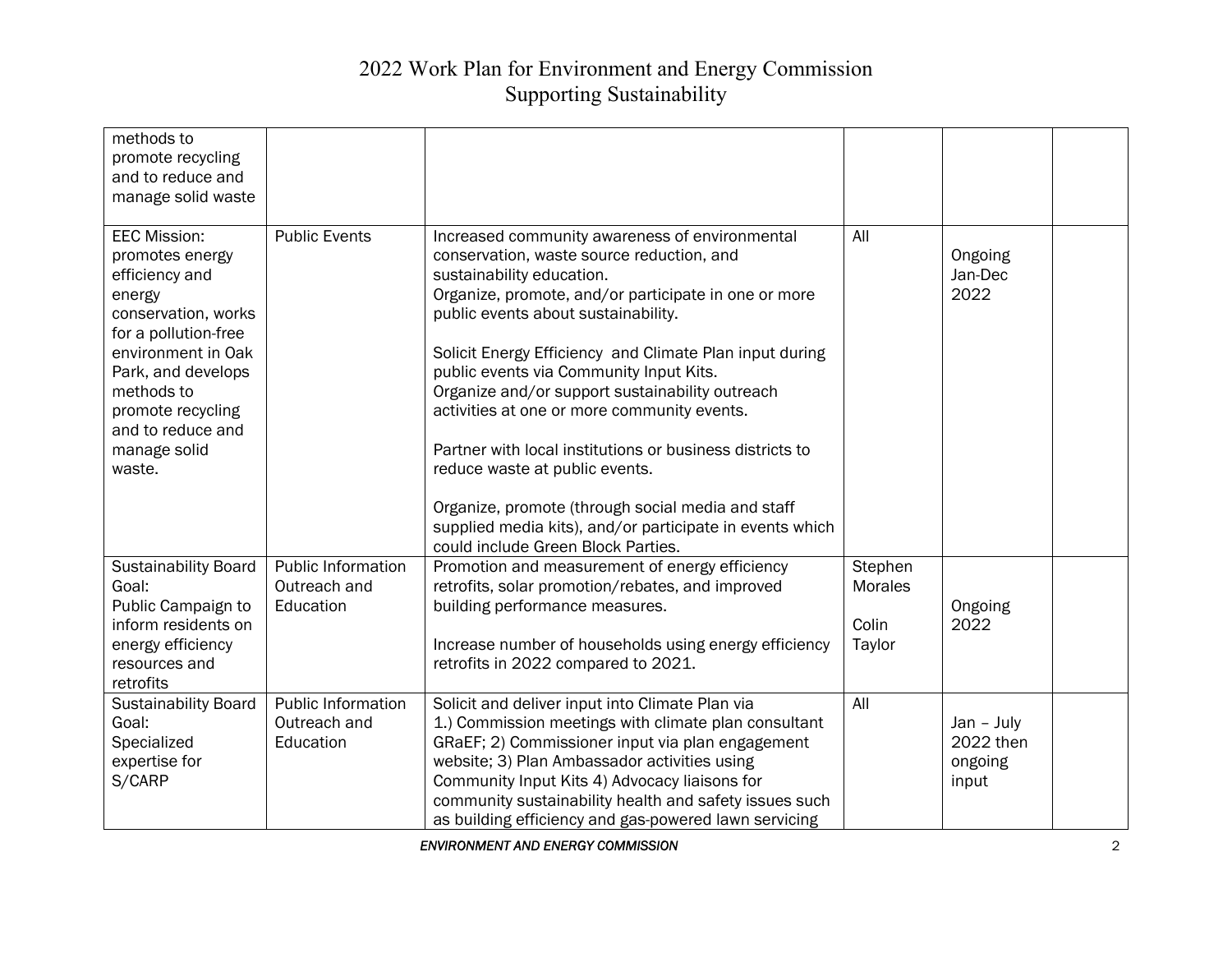# 2022 Work Plan for Environment and Energy Commission Supporting Sustainability

| | | | | | |
|---|---|---|---|---|---|
| methods to promote recycling and to reduce and manage solid waste | | | | | |
| EEC Mission: promotes energy efficiency and energy conservation, works for a pollution-free environment in Oak Park, and develops methods to promote recycling and to reduce and manage solid waste. | Public Events | Increased community awareness of environmental conservation, waste source reduction, and sustainability education.<br>Organize, promote, and/or participate in one or more public events about sustainability.<br><br>Solicit Energy Efficiency and Climate Plan input during public events via Community Input Kits.<br>Organize and/or support sustainability outreach activities at one or more community events.<br><br>Partner with local institutions or business districts to reduce waste at public events.<br><br>Organize, promote (through social media and staff supplied media kits), and/or participate in events which could include Green Block Parties. | All | Ongoing Jan-Dec 2022 | |
| Sustainability Board Goal:<br>Public Campaign to inform residents on energy efficiency resources and retrofits | Public Information Outreach and Education | Promotion and measurement of energy efficiency retrofits, solar promotion/rebates, and improved building performance measures.<br><br>Increase number of households using energy efficiency retrofits in 2022 compared to 2021. | Stephen Morales<br><br>Colin Taylor | Ongoing 2022 | |
| Sustainability Board Goal:<br>Specialized expertise for S/CARP | Public Information Outreach and Education | Solicit and deliver input into Climate Plan via<br>1.) Commission meetings with climate plan consultant GRaEF; 2) Commissioner input via plan engagement website; 3) Plan Ambassador activities using Community Input Kits 4) Advocacy liaisons for community sustainability health and safety issues such as building efficiency and gas-powered lawn servicing | All | Jan – July 2022 then ongoing input | |

*ENVIRONMENT AND ENERGY COMMISSION*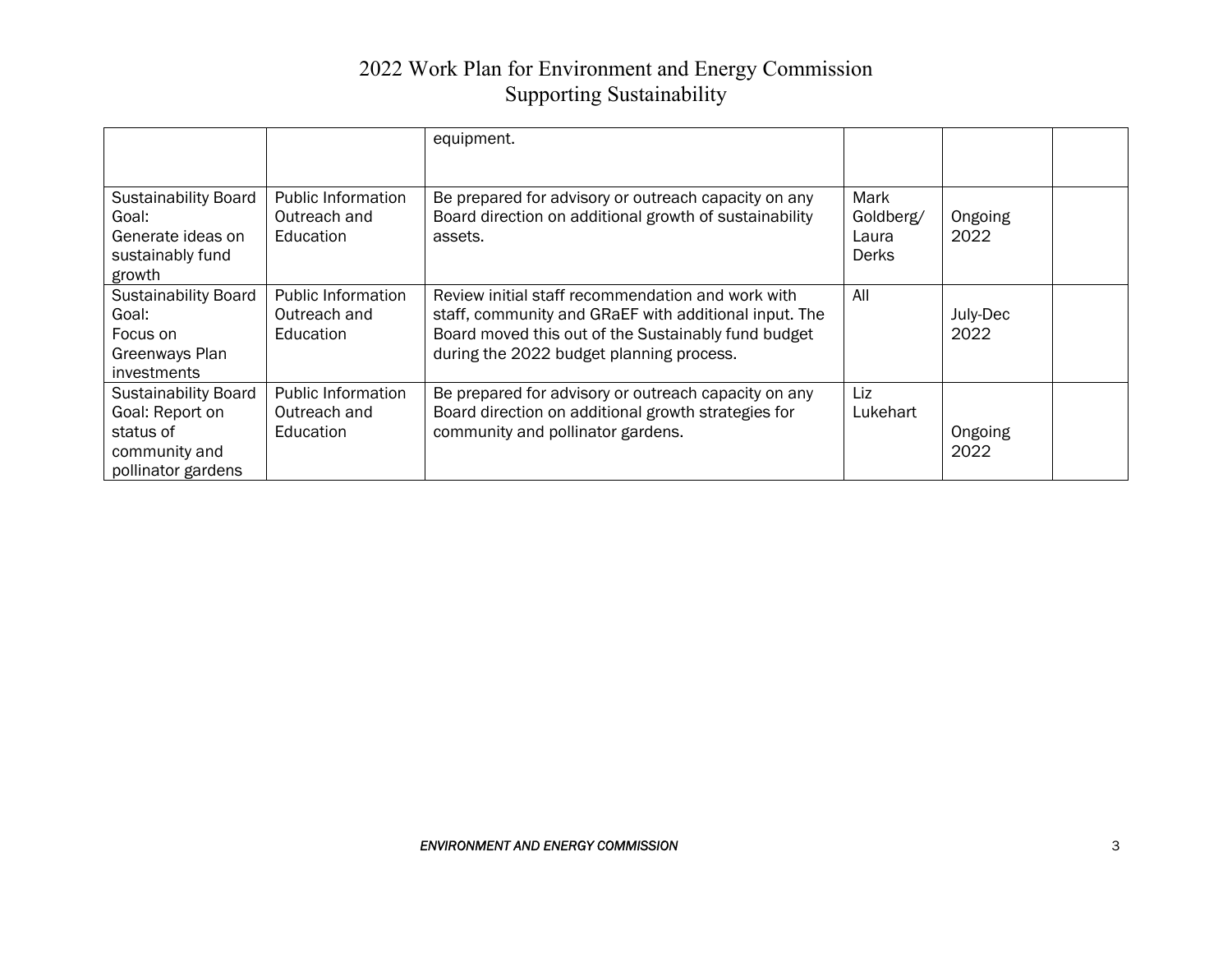| | | | | | |
|---|---|---|---|---|---|
| | | equipment. | | | |
| Sustainability Board Goal: Generate ideas on sustainably fund growth | Public Information Outreach and Education | Be prepared for advisory or outreach capacity on any Board direction on additional growth of sustainability assets. | Mark Goldberg/ Laura Derks | Ongoing 2022 | |
| Sustainability Board Goal: Focus on Greenways Plan investments | Public Information Outreach and Education | Review initial staff recommendation and work with staff, community and GRaEF with additional input. The Board moved this out of the Sustainably fund budget during the 2022 budget planning process. | All | July-Dec 2022 | |
| Sustainability Board Goal: Report on status of community and pollinator gardens | Public Information Outreach and Education | Be prepared for advisory or outreach capacity on any Board direction on additional growth strategies for community and pollinator gardens. | Liz Lukehart | Ongoing 2022 | |